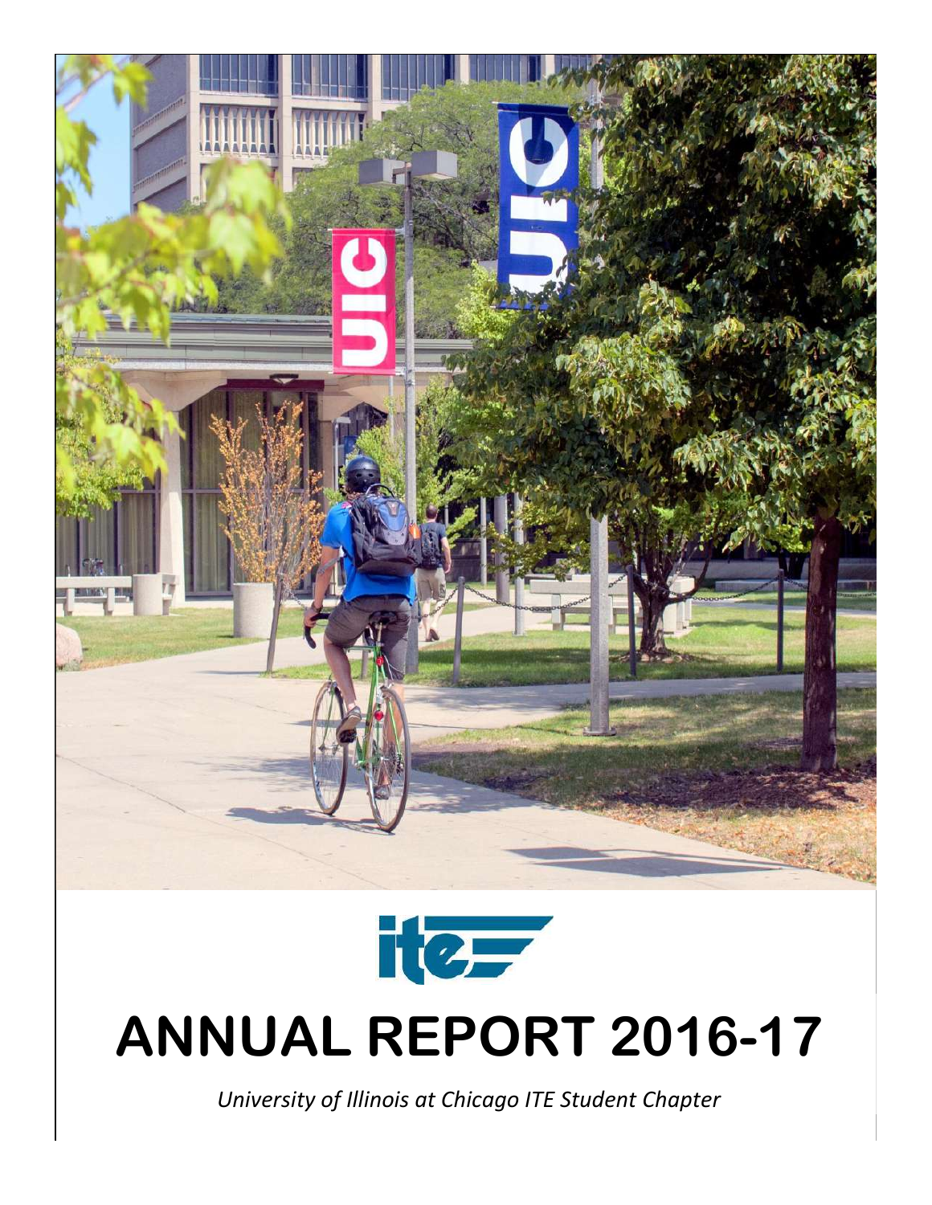# ANNUAL REPORT 2016-17

*University of Illinois at Chicago ITE Student Chapter*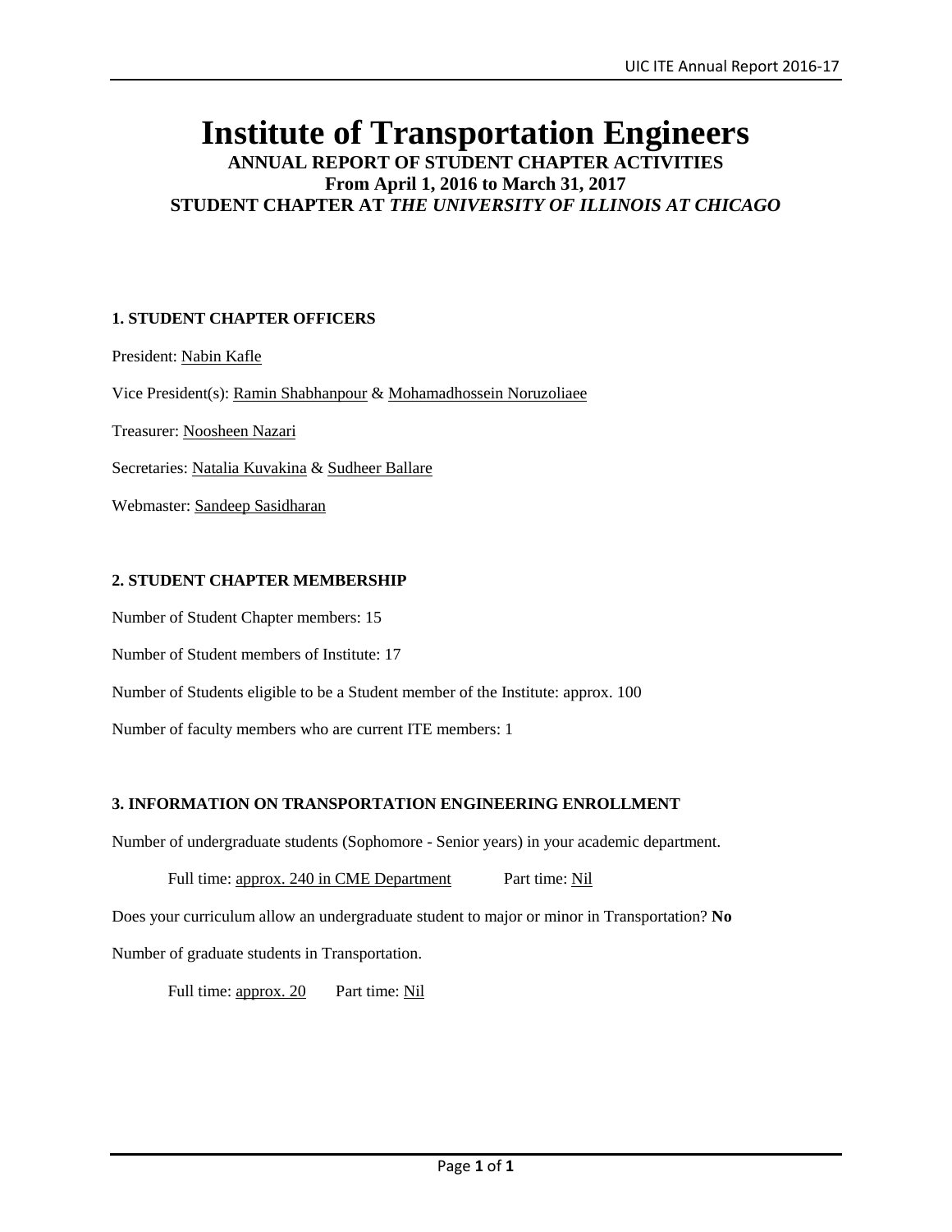# Institute of Transportation Engineers

**ANNUAL REPORT OF STUDENT CHAPTER ACTIVITIES**
**From April 1, 2016 to March 31, 2017**
**STUDENT CHAPTER AT *THE UNIVERSITY OF ILLINOIS AT CHICAGO***

### 1. STUDENT CHAPTER OFFICERS

President: Nabin Kafle

Vice President(s): Ramin Shabhanpour & Mohamadhossein Noruzoliaee

Treasurer: Noosheen Nazari

Secretaries: Natalia Kuvakina & Sudheer Ballare

Webmaster: Sandeep Sasidharan

### 2. STUDENT CHAPTER MEMBERSHIP

Number of Student Chapter members: 15

Number of Student members of Institute: 17

Number of Students eligible to be a Student member of the Institute: approx. 100

Number of faculty members who are current ITE members: 1

### 3. INFORMATION ON TRANSPORTATION ENGINEERING ENROLLMENT

Number of undergraduate students (Sophomore - Senior years) in your academic department.

Full time: approx. 240 in CME Department     Part time: Nil

Does your curriculum allow an undergraduate student to major or minor in Transportation? **No**

Number of graduate students in Transportation.

Full time: approx. 20     Part time: Nil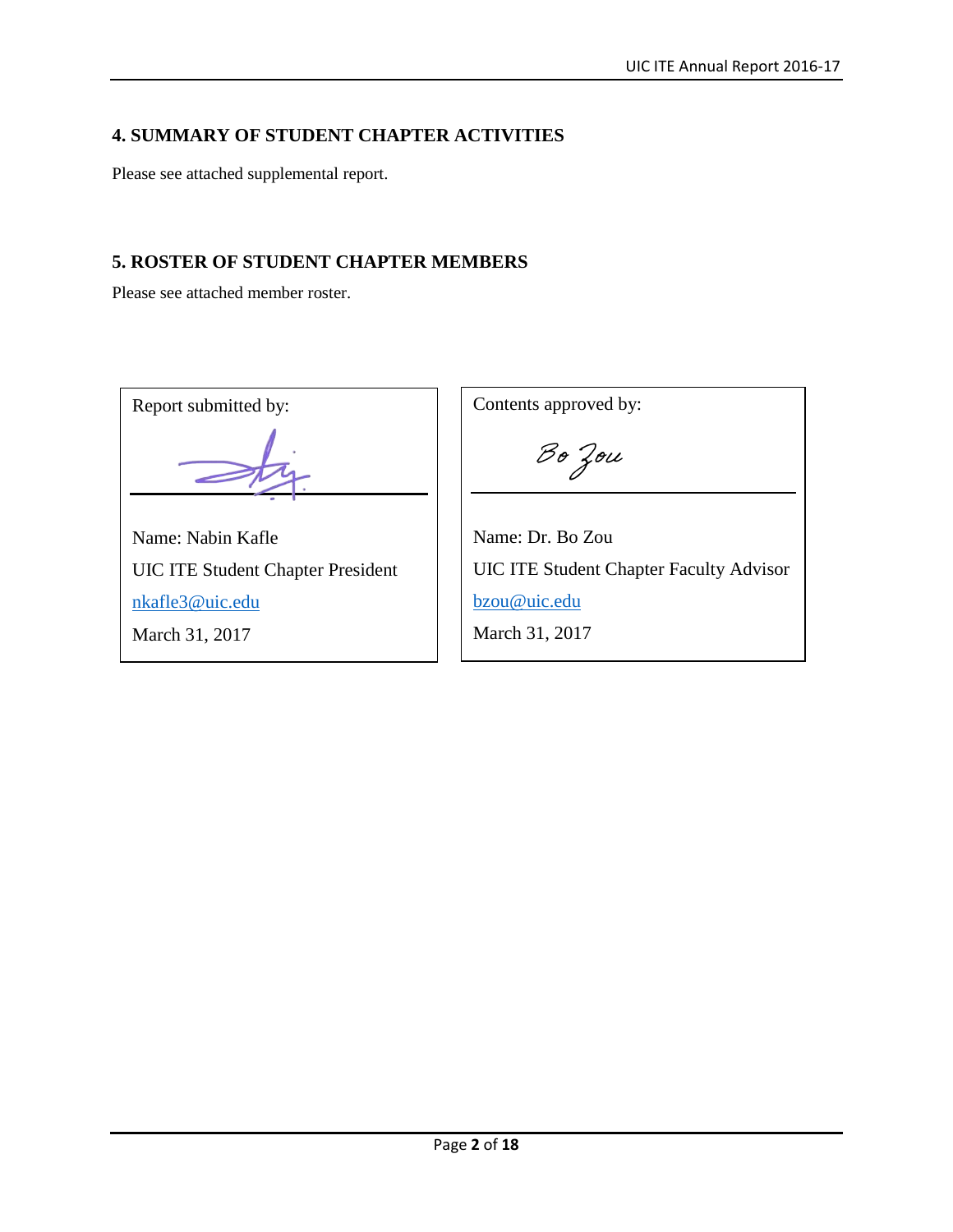## 4. SUMMARY OF STUDENT CHAPTER ACTIVITIES

Please see attached supplemental report.

## 5. ROSTER OF STUDENT CHAPTER MEMBERS

Please see attached member roster.

| Report submitted by: | Contents approved by: |
| --- | --- |
| Name: Nabin Kafle | Name: Dr. Bo Zou |
| UIC ITE Student Chapter President | UIC ITE Student Chapter Faculty Advisor |
| nkafle3@uic.edu | bzou@uic.edu |
| March 31, 2017 | March 31, 2017 |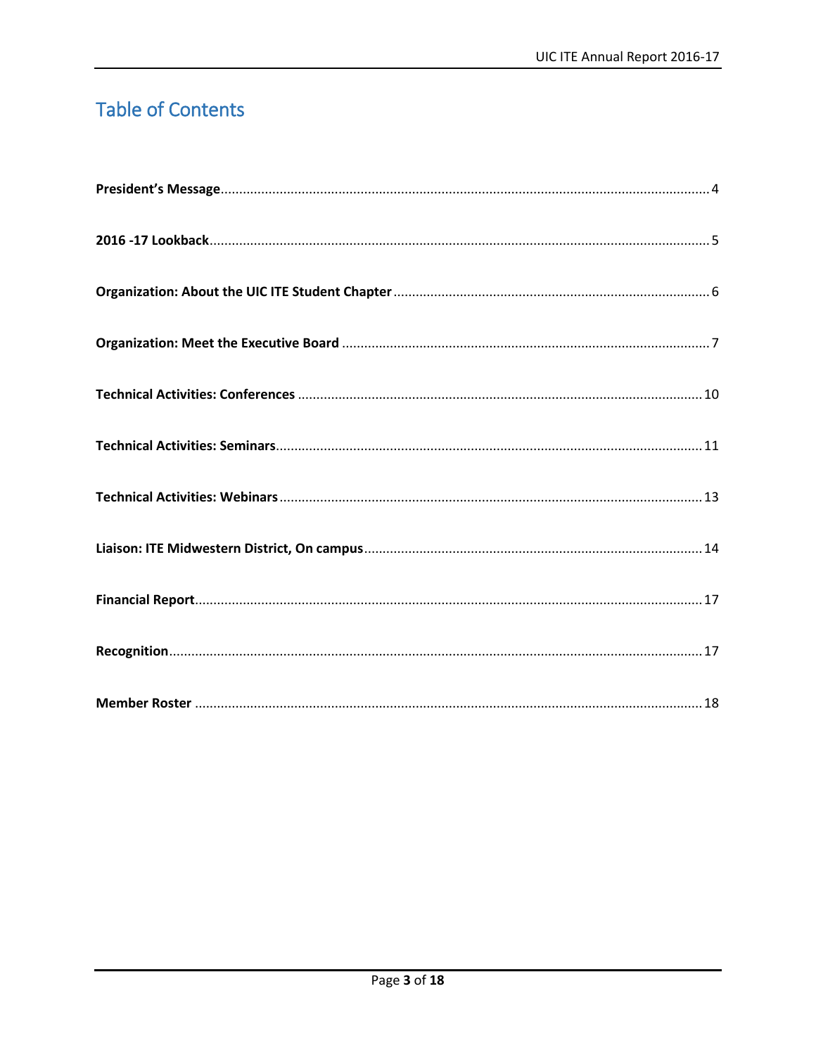# Table of Contents

**President's Message** .................................................... 4

**2016 -17 Lookback** .................................................... 5

**Organization: About the UIC ITE Student Chapter** .................................................... 6

**Organization: Meet the Executive Board** .................................................... 7

**Technical Activities: Conferences** .................................................... 10

**Technical Activities: Seminars** .................................................... 11

**Technical Activities: Webinars** .................................................... 13

**Liaison: ITE Midwestern District, On campus** .................................................... 14

**Financial Report** .................................................... 17

**Recognition** .................................................... 17

**Member Roster** .................................................... 18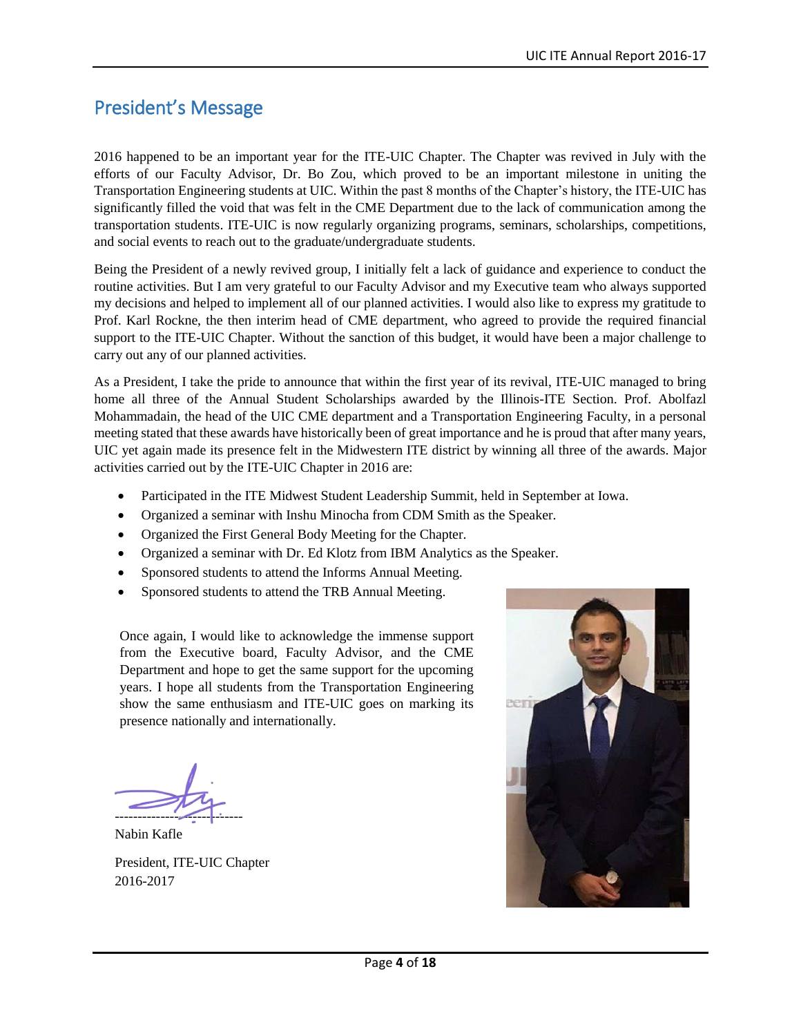## President's Message

2016 happened to be an important year for the ITE-UIC Chapter. The Chapter was revived in July with the efforts of our Faculty Advisor, Dr. Bo Zou, which proved to be an important milestone in uniting the Transportation Engineering students at UIC. Within the past 8 months of the Chapter's history, the ITE-UIC has significantly filled the void that was felt in the CME Department due to the lack of communication among the transportation students. ITE-UIC is now regularly organizing programs, seminars, scholarships, competitions, and social events to reach out to the graduate/undergraduate students.

Being the President of a newly revived group, I initially felt a lack of guidance and experience to conduct the routine activities. But I am very grateful to our Faculty Advisor and my Executive team who always supported my decisions and helped to implement all of our planned activities. I would also like to express my gratitude to Prof. Karl Rockne, the then interim head of CME department, who agreed to provide the required financial support to the ITE-UIC Chapter. Without the sanction of this budget, it would have been a major challenge to carry out any of our planned activities.

As a President, I take the pride to announce that within the first year of its revival, ITE-UIC managed to bring home all three of the Annual Student Scholarships awarded by the Illinois-ITE Section. Prof. Abolfazl Mohammadain, the head of the UIC CME department and a Transportation Engineering Faculty, in a personal meeting stated that these awards have historically been of great importance and he is proud that after many years, UIC yet again made its presence felt in the Midwestern ITE district by winning all three of the awards. Major activities carried out by the ITE-UIC Chapter in 2016 are:

- Participated in the ITE Midwest Student Leadership Summit, held in September at Iowa.
- Organized a seminar with Inshu Minocha from CDM Smith as the Speaker.
- Organized the First General Body Meeting for the Chapter.
- Organized a seminar with Dr. Ed Klotz from IBM Analytics as the Speaker.
- Sponsored students to attend the Informs Annual Meeting.
- Sponsored students to attend the TRB Annual Meeting.

Once again, I would like to acknowledge the immense support from the Executive board, Faculty Advisor, and the CME Department and hope to get the same support for the upcoming years. I hope all students from the Transportation Engineering show the same enthusiasm and ITE-UIC goes on marking its presence nationally and internationally.

Nabin Kafle

President, ITE-UIC Chapter
2016-2017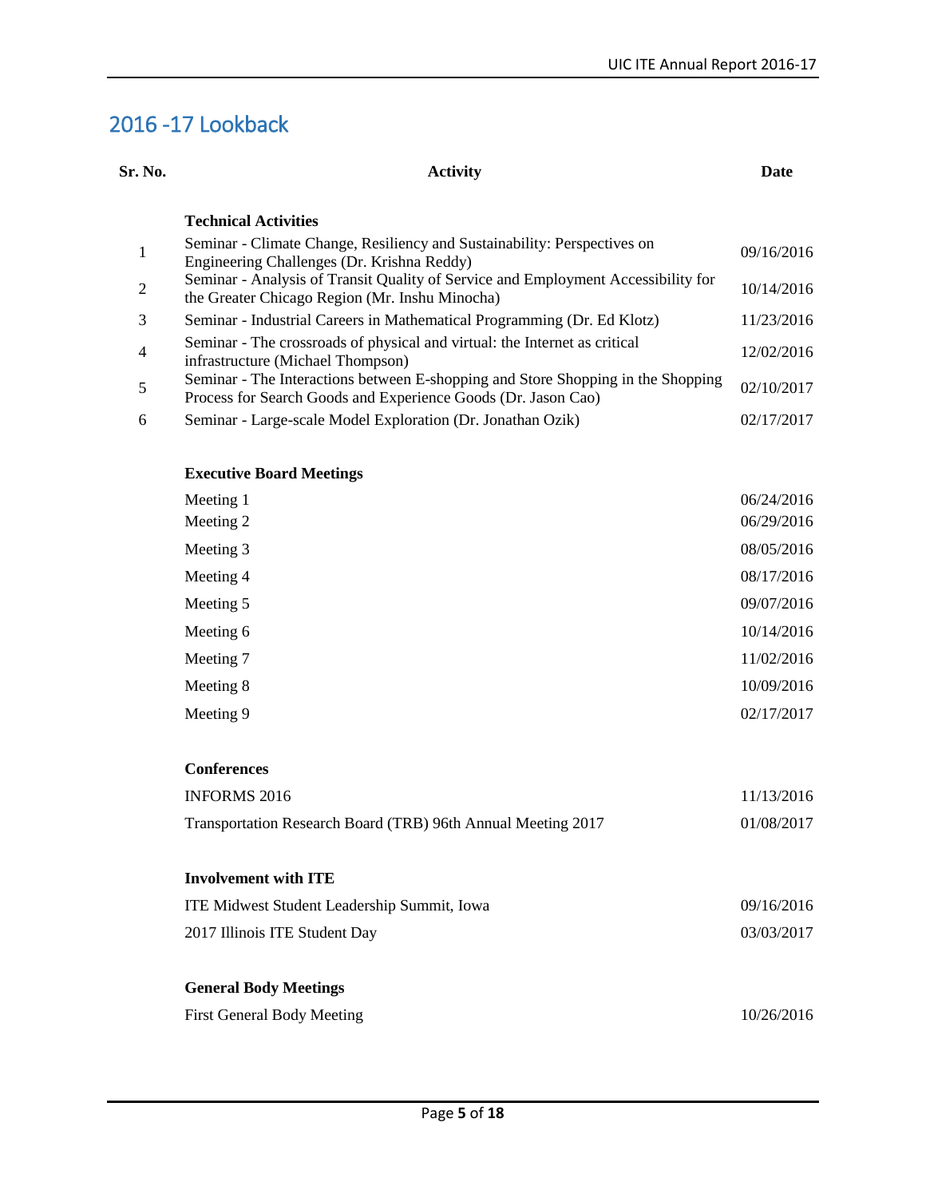## 2016 -17 Lookback

| Sr. No. | Activity | Date |
|---|---|---|
| | **Technical Activities** | |
| 1 | Seminar - Climate Change, Resiliency and Sustainability: Perspectives on Engineering Challenges (Dr. Krishna Reddy) | 09/16/2016 |
| 2 | Seminar - Analysis of Transit Quality of Service and Employment Accessibility for the Greater Chicago Region (Mr. Inshu Minocha) | 10/14/2016 |
| 3 | Seminar - Industrial Careers in Mathematical Programming (Dr. Ed Klotz) | 11/23/2016 |
| 4 | Seminar - The crossroads of physical and virtual: the Internet as critical infrastructure (Michael Thompson) | 12/02/2016 |
| 5 | Seminar - The Interactions between E-shopping and Store Shopping in the Shopping Process for Search Goods and Experience Goods (Dr. Jason Cao) | 02/10/2017 |
| 6 | Seminar - Large-scale Model Exploration (Dr. Jonathan Ozik) | 02/17/2017 |
| | **Executive Board Meetings** | |
| | Meeting 1 | 06/24/2016 |
| | Meeting 2 | 06/29/2016 |
| | Meeting 3 | 08/05/2016 |
| | Meeting 4 | 08/17/2016 |
| | Meeting 5 | 09/07/2016 |
| | Meeting 6 | 10/14/2016 |
| | Meeting 7 | 11/02/2016 |
| | Meeting 8 | 10/09/2016 |
| | Meeting 9 | 02/17/2017 |
| | **Conferences** | |
| | INFORMS 2016 | 11/13/2016 |
| | Transportation Research Board (TRB) 96th Annual Meeting 2017 | 01/08/2017 |
| | **Involvement with ITE** | |
| | ITE Midwest Student Leadership Summit, Iowa | 09/16/2016 |
| | 2017 Illinois ITE Student Day | 03/03/2017 |
| | **General Body Meetings** | |
| | First General Body Meeting | 10/26/2016 |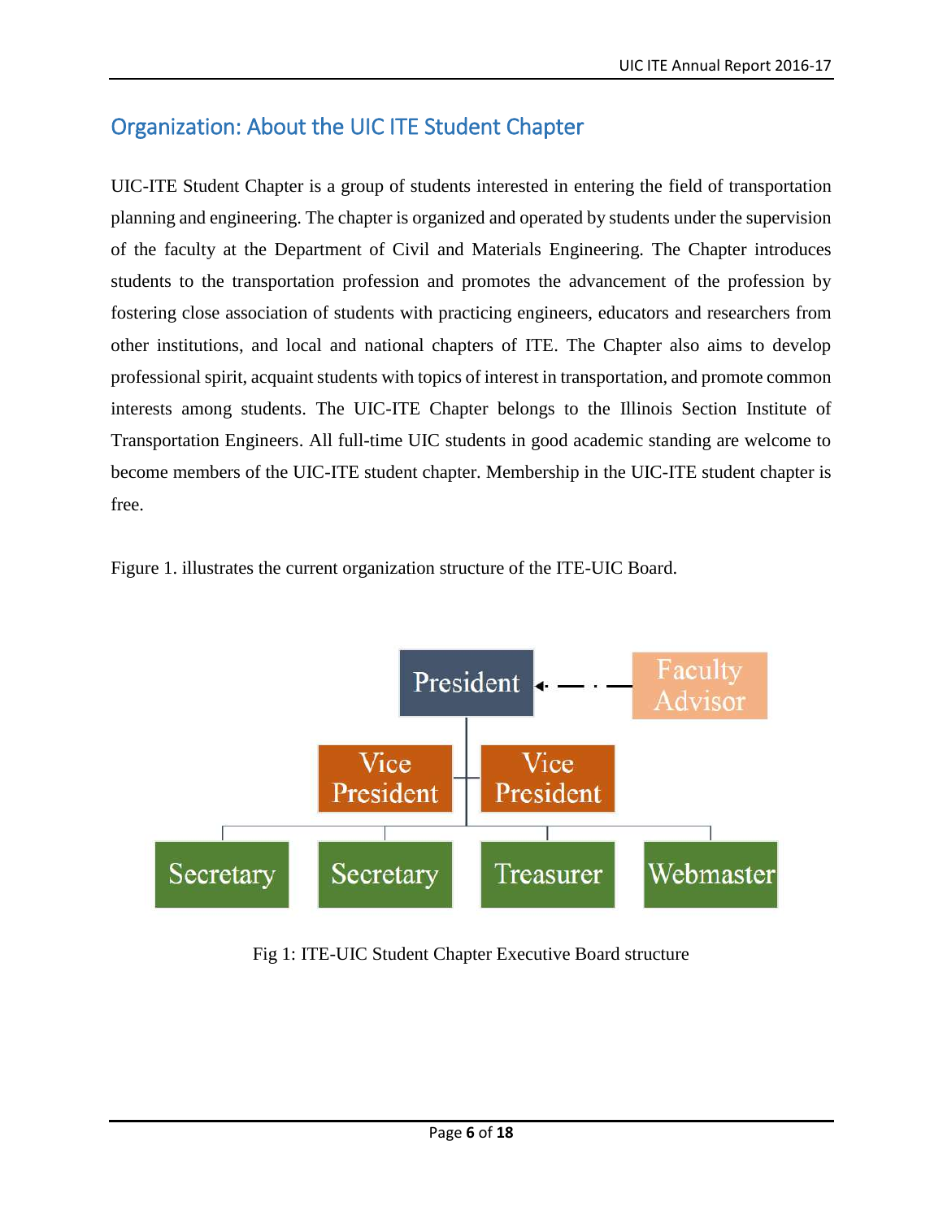## Organization: About the UIC ITE Student Chapter

UIC-ITE Student Chapter is a group of students interested in entering the field of transportation planning and engineering. The chapter is organized and operated by students under the supervision of the faculty at the Department of Civil and Materials Engineering. The Chapter introduces students to the transportation profession and promotes the advancement of the profession by fostering close association of students with practicing engineers, educators and researchers from other institutions, and local and national chapters of ITE. The Chapter also aims to develop professional spirit, acquaint students with topics of interest in transportation, and promote common interests among students. The UIC-ITE Chapter belongs to the Illinois Section Institute of Transportation Engineers. All full-time UIC students in good academic standing are welcome to become members of the UIC-ITE student chapter. Membership in the UIC-ITE student chapter is free.

Figure 1. illustrates the current organization structure of the ITE-UIC Board.

President ← Faculty Advisor

Vice President | Vice President

Secretary | Secretary | Treasurer | Webmaster

Fig 1: ITE-UIC Student Chapter Executive Board structure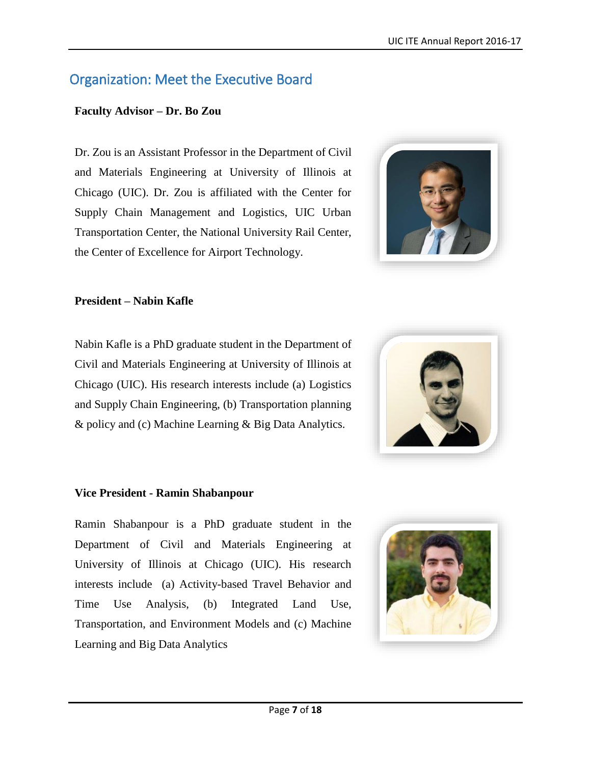## Organization: Meet the Executive Board

**Faculty Advisor – Dr. Bo Zou**

Dr. Zou is an Assistant Professor in the Department of Civil and Materials Engineering at University of Illinois at Chicago (UIC). Dr. Zou is affiliated with the Center for Supply Chain Management and Logistics, UIC Urban Transportation Center, the National University Rail Center, the Center of Excellence for Airport Technology.

**President – Nabin Kafle**

Nabin Kafle is a PhD graduate student in the Department of Civil and Materials Engineering at University of Illinois at Chicago (UIC). His research interests include (a) Logistics and Supply Chain Engineering, (b) Transportation planning & policy and (c) Machine Learning & Big Data Analytics.

**Vice President - Ramin Shabanpour**

Ramin Shabanpour is a PhD graduate student in the Department of Civil and Materials Engineering at University of Illinois at Chicago (UIC). His research interests include (a) Activity-based Travel Behavior and Time Use Analysis, (b) Integrated Land Use, Transportation, and Environment Models and (c) Machine Learning and Big Data Analytics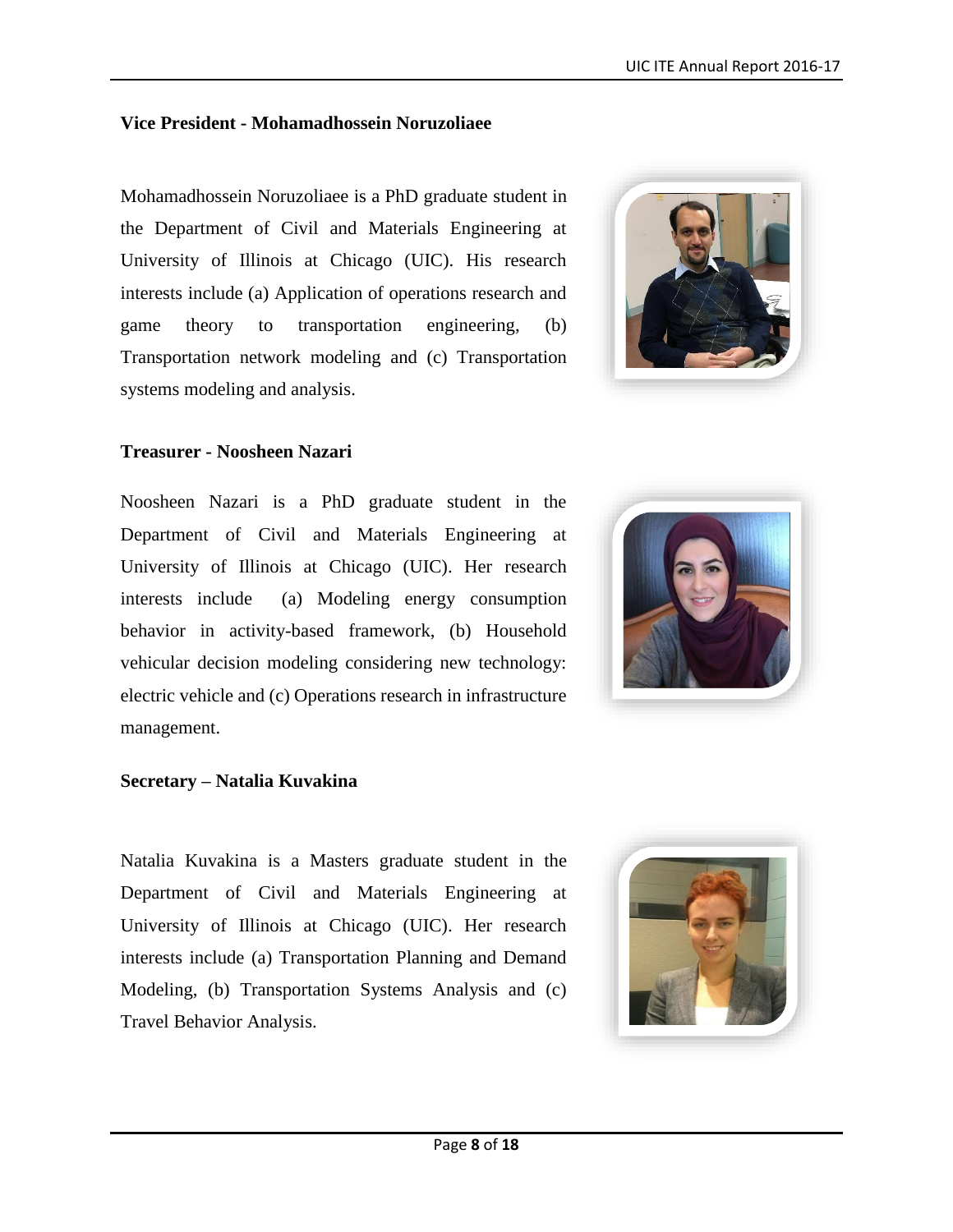**Vice President - Mohamadhossein Noruzoliaee**

Mohamadhossein Noruzoliaee is a PhD graduate student in the Department of Civil and Materials Engineering at University of Illinois at Chicago (UIC). His research interests include (a) Application of operations research and game theory to transportation engineering, (b) Transportation network modeling and (c) Transportation systems modeling and analysis.

**Treasurer - Noosheen Nazari**

Noosheen Nazari is a PhD graduate student in the Department of Civil and Materials Engineering at University of Illinois at Chicago (UIC). Her research interests include (a) Modeling energy consumption behavior in activity-based framework, (b) Household vehicular decision modeling considering new technology: electric vehicle and (c) Operations research in infrastructure management.

**Secretary – Natalia Kuvakina**

Natalia Kuvakina is a Masters graduate student in the Department of Civil and Materials Engineering at University of Illinois at Chicago (UIC). Her research interests include (a) Transportation Planning and Demand Modeling, (b) Transportation Systems Analysis and (c) Travel Behavior Analysis.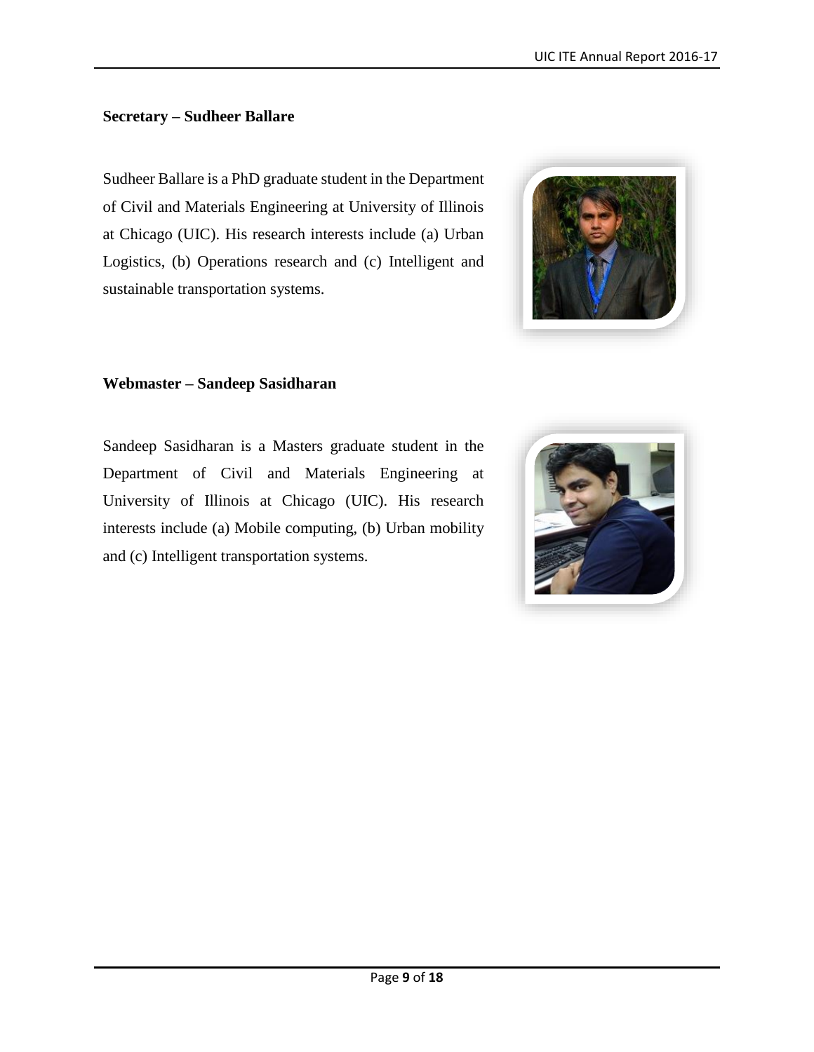### Secretary – Sudheer Ballare

Sudheer Ballare is a PhD graduate student in the Department of Civil and Materials Engineering at University of Illinois at Chicago (UIC). His research interests include (a) Urban Logistics, (b) Operations research and (c) Intelligent and sustainable transportation systems.

### Webmaster – Sandeep Sasidharan

Sandeep Sasidharan is a Masters graduate student in the Department of Civil and Materials Engineering at University of Illinois at Chicago (UIC). His research interests include (a) Mobile computing, (b) Urban mobility and (c) Intelligent transportation systems.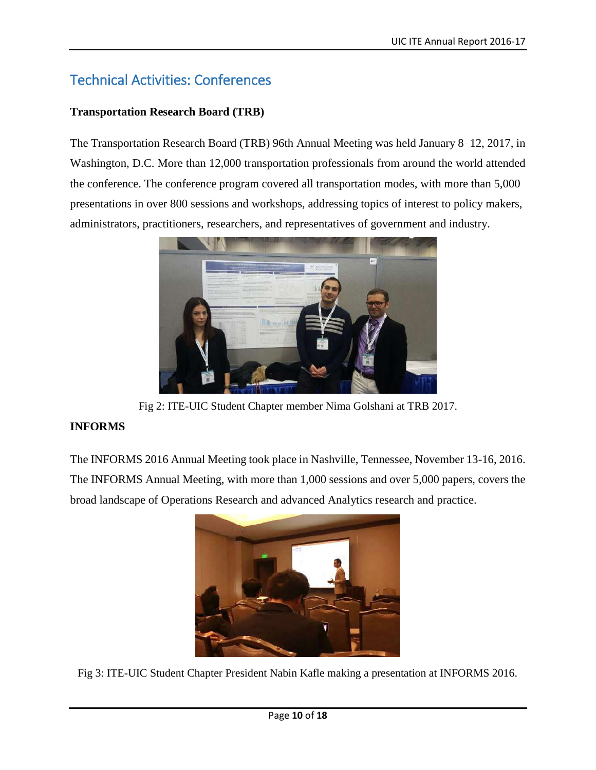## Technical Activities: Conferences

**Transportation Research Board (TRB)**

The Transportation Research Board (TRB) 96th Annual Meeting was held January 8–12, 2017, in Washington, D.C. More than 12,000 transportation professionals from around the world attended the conference. The conference program covered all transportation modes, with more than 5,000 presentations in over 800 sessions and workshops, addressing topics of interest to policy makers, administrators, practitioners, researchers, and representatives of government and industry.

Fig 2: ITE-UIC Student Chapter member Nima Golshani at TRB 2017.

**INFORMS**

The INFORMS 2016 Annual Meeting took place in Nashville, Tennessee, November 13-16, 2016. The INFORMS Annual Meeting, with more than 1,000 sessions and over 5,000 papers, covers the broad landscape of Operations Research and advanced Analytics research and practice.

Fig 3: ITE-UIC Student Chapter President Nabin Kafle making a presentation at INFORMS 2016.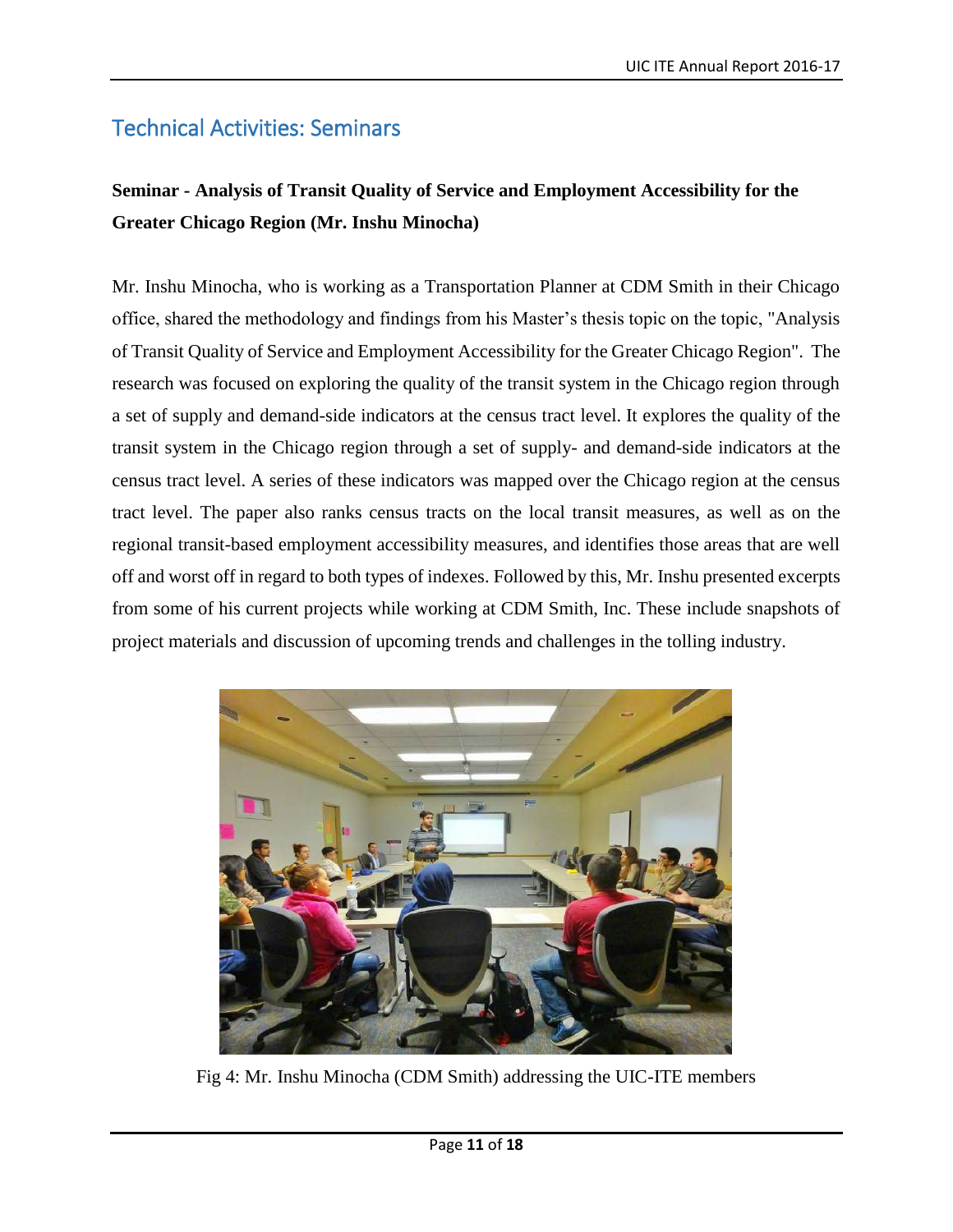## Technical Activities: Seminars

### Seminar - Analysis of Transit Quality of Service and Employment Accessibility for the Greater Chicago Region (Mr. Inshu Minocha)

Mr. Inshu Minocha, who is working as a Transportation Planner at CDM Smith in their Chicago office, shared the methodology and findings from his Master's thesis topic on the topic, "Analysis of Transit Quality of Service and Employment Accessibility for the Greater Chicago Region". The research was focused on exploring the quality of the transit system in the Chicago region through a set of supply and demand-side indicators at the census tract level. It explores the quality of the transit system in the Chicago region through a set of supply- and demand-side indicators at the census tract level. A series of these indicators was mapped over the Chicago region at the census tract level. The paper also ranks census tracts on the local transit measures, as well as on the regional transit-based employment accessibility measures, and identifies those areas that are well off and worst off in regard to both types of indexes. Followed by this, Mr. Inshu presented excerpts from some of his current projects while working at CDM Smith, Inc. These include snapshots of project materials and discussion of upcoming trends and challenges in the tolling industry.

Fig 4: Mr. Inshu Minocha (CDM Smith) addressing the UIC-ITE members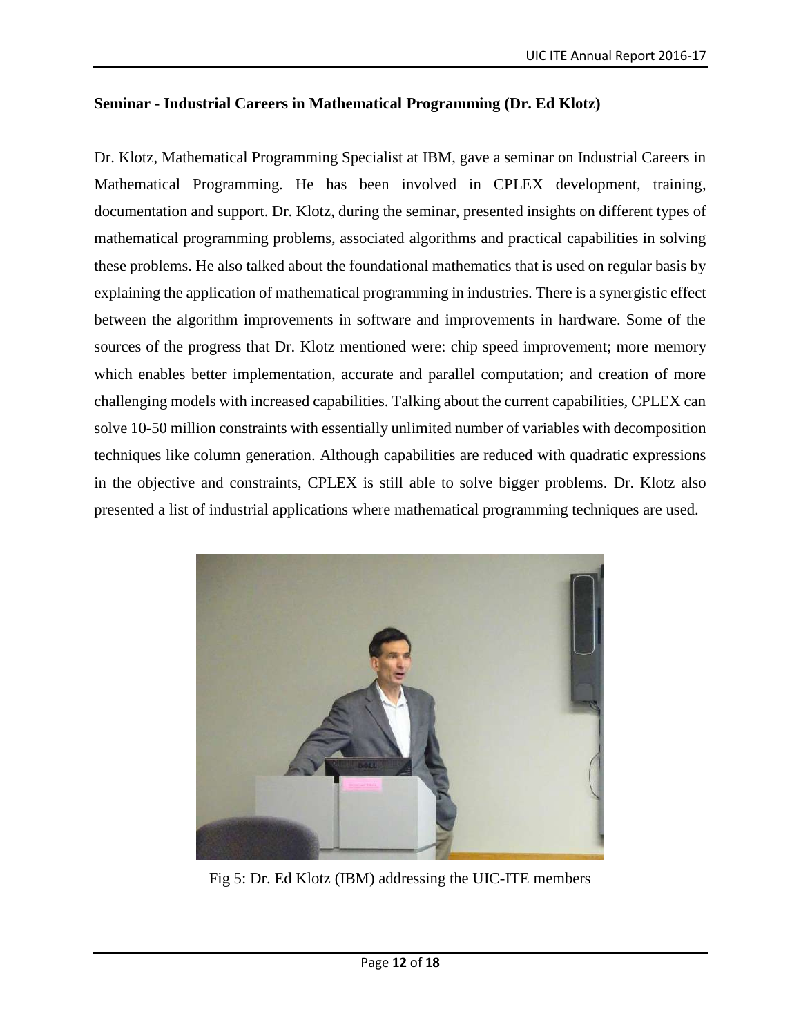**Seminar - Industrial Careers in Mathematical Programming (Dr. Ed Klotz)**

Dr. Klotz, Mathematical Programming Specialist at IBM, gave a seminar on Industrial Careers in Mathematical Programming. He has been involved in CPLEX development, training, documentation and support. Dr. Klotz, during the seminar, presented insights on different types of mathematical programming problems, associated algorithms and practical capabilities in solving these problems. He also talked about the foundational mathematics that is used on regular basis by explaining the application of mathematical programming in industries. There is a synergistic effect between the algorithm improvements in software and improvements in hardware. Some of the sources of the progress that Dr. Klotz mentioned were: chip speed improvement; more memory which enables better implementation, accurate and parallel computation; and creation of more challenging models with increased capabilities. Talking about the current capabilities, CPLEX can solve 10-50 million constraints with essentially unlimited number of variables with decomposition techniques like column generation. Although capabilities are reduced with quadratic expressions in the objective and constraints, CPLEX is still able to solve bigger problems. Dr. Klotz also presented a list of industrial applications where mathematical programming techniques are used.

Fig 5: Dr. Ed Klotz (IBM) addressing the UIC-ITE members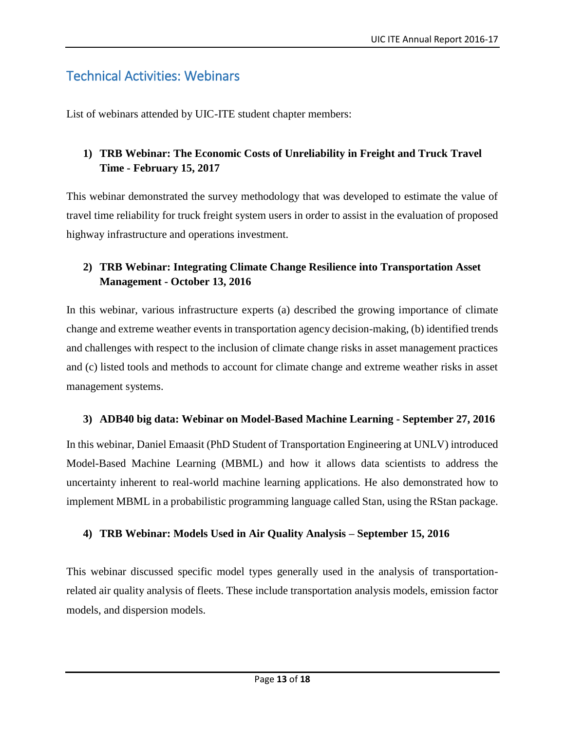## Technical Activities: Webinars

List of webinars attended by UIC-ITE student chapter members:

1) **TRB Webinar: The Economic Costs of Unreliability in Freight and Truck Travel Time - February 15, 2017**

This webinar demonstrated the survey methodology that was developed to estimate the value of travel time reliability for truck freight system users in order to assist in the evaluation of proposed highway infrastructure and operations investment.

2) **TRB Webinar: Integrating Climate Change Resilience into Transportation Asset Management - October 13, 2016**

In this webinar, various infrastructure experts (a) described the growing importance of climate change and extreme weather events in transportation agency decision-making, (b) identified trends and challenges with respect to the inclusion of climate change risks in asset management practices and (c) listed tools and methods to account for climate change and extreme weather risks in asset management systems.

3) **ADB40 big data: Webinar on Model-Based Machine Learning - September 27, 2016**

In this webinar, Daniel Emaasit (PhD Student of Transportation Engineering at UNLV) introduced Model-Based Machine Learning (MBML) and how it allows data scientists to address the uncertainty inherent to real-world machine learning applications. He also demonstrated how to implement MBML in a probabilistic programming language called Stan, using the RStan package.

4) **TRB Webinar: Models Used in Air Quality Analysis – September 15, 2016**

This webinar discussed specific model types generally used in the analysis of transportation-related air quality analysis of fleets. These include transportation analysis models, emission factor models, and dispersion models.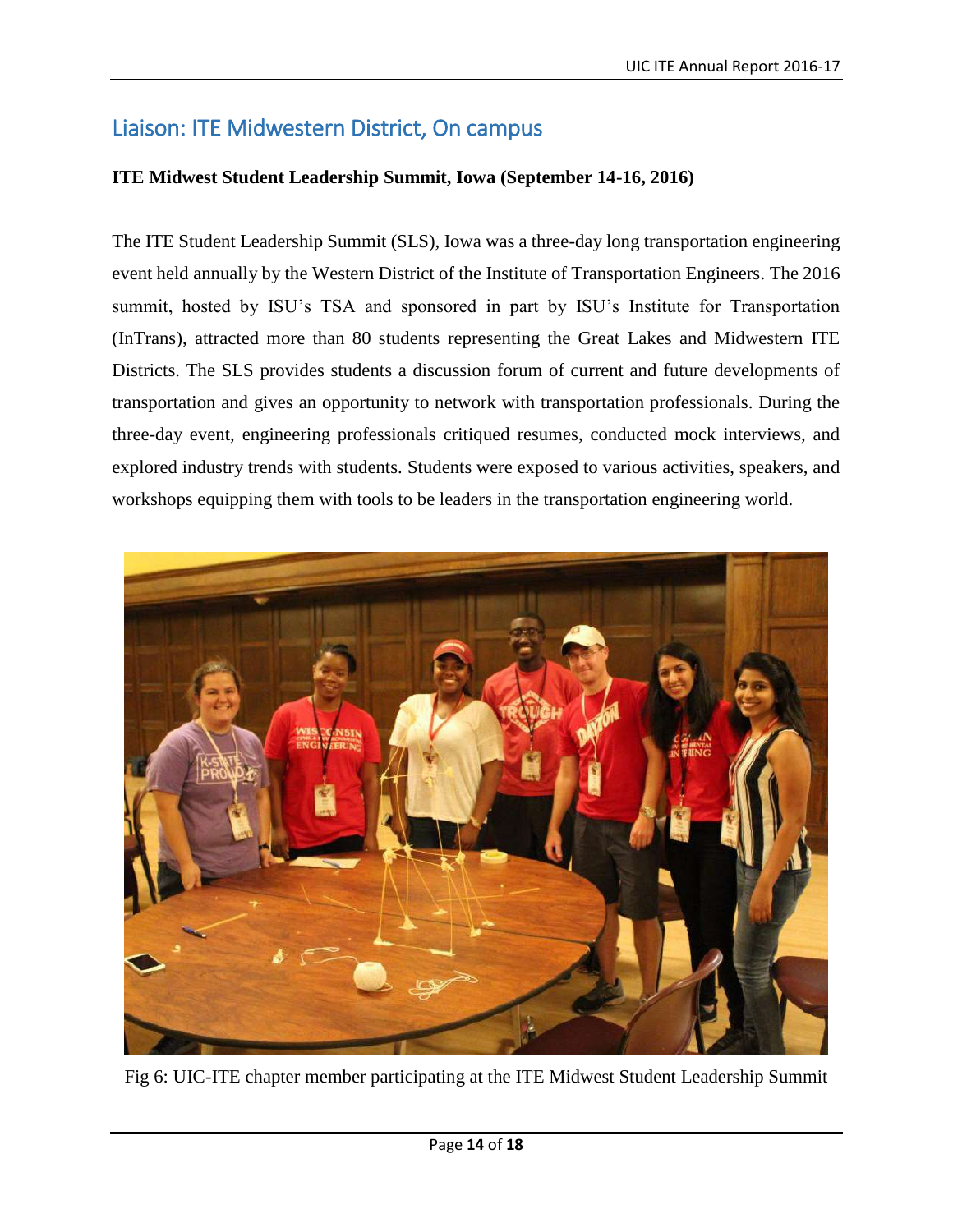## Liaison: ITE Midwestern District, On campus

**ITE Midwest Student Leadership Summit, Iowa (September 14-16, 2016)**

The ITE Student Leadership Summit (SLS), Iowa was a three-day long transportation engineering event held annually by the Western District of the Institute of Transportation Engineers. The 2016 summit, hosted by ISU's TSA and sponsored in part by ISU's Institute for Transportation (InTrans), attracted more than 80 students representing the Great Lakes and Midwestern ITE Districts. The SLS provides students a discussion forum of current and future developments of transportation and gives an opportunity to network with transportation professionals. During the three-day event, engineering professionals critiqued resumes, conducted mock interviews, and explored industry trends with students. Students were exposed to various activities, speakers, and workshops equipping them with tools to be leaders in the transportation engineering world.

Fig 6: UIC-ITE chapter member participating at the ITE Midwest Student Leadership Summit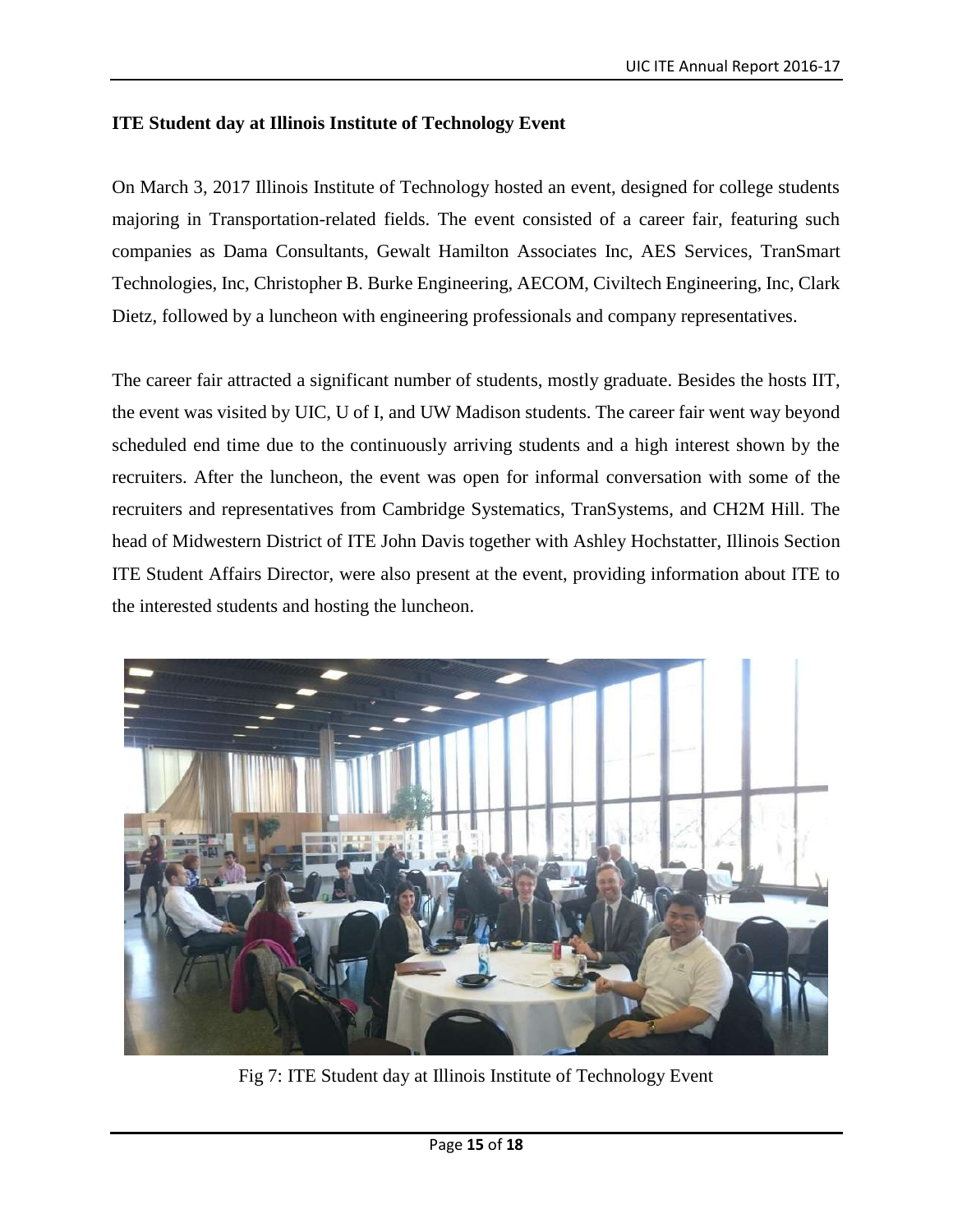### ITE Student day at Illinois Institute of Technology Event

On March 3, 2017 Illinois Institute of Technology hosted an event, designed for college students majoring in Transportation-related fields. The event consisted of a career fair, featuring such companies as Dama Consultants, Gewalt Hamilton Associates Inc, AES Services, TranSmart Technologies, Inc, Christopher B. Burke Engineering, AECOM, Civiltech Engineering, Inc, Clark Dietz, followed by a luncheon with engineering professionals and company representatives.

The career fair attracted a significant number of students, mostly graduate. Besides the hosts IIT, the event was visited by UIC, U of I, and UW Madison students. The career fair went way beyond scheduled end time due to the continuously arriving students and a high interest shown by the recruiters. After the luncheon, the event was open for informal conversation with some of the recruiters and representatives from Cambridge Systematics, TranSystems, and CH2M Hill. The head of Midwestern District of ITE John Davis together with Ashley Hochstatter, Illinois Section ITE Student Affairs Director, were also present at the event, providing information about ITE to the interested students and hosting the luncheon.

Fig 7: ITE Student day at Illinois Institute of Technology Event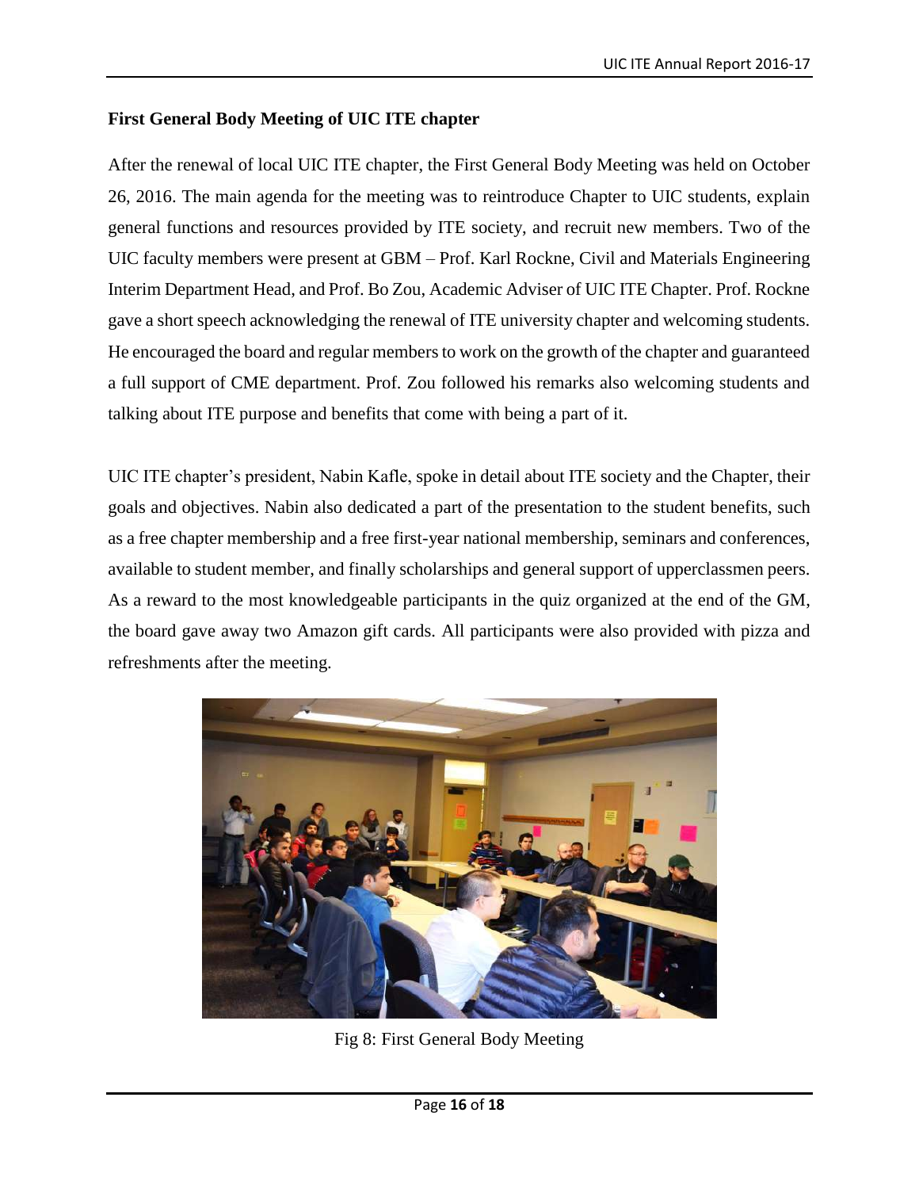**First General Body Meeting of UIC ITE chapter**

After the renewal of local UIC ITE chapter, the First General Body Meeting was held on October 26, 2016. The main agenda for the meeting was to reintroduce Chapter to UIC students, explain general functions and resources provided by ITE society, and recruit new members. Two of the UIC faculty members were present at GBM – Prof. Karl Rockne, Civil and Materials Engineering Interim Department Head, and Prof. Bo Zou, Academic Adviser of UIC ITE Chapter. Prof. Rockne gave a short speech acknowledging the renewal of ITE university chapter and welcoming students. He encouraged the board and regular members to work on the growth of the chapter and guaranteed a full support of CME department. Prof. Zou followed his remarks also welcoming students and talking about ITE purpose and benefits that come with being a part of it.

UIC ITE chapter's president, Nabin Kafle, spoke in detail about ITE society and the Chapter, their goals and objectives. Nabin also dedicated a part of the presentation to the student benefits, such as a free chapter membership and a free first-year national membership, seminars and conferences, available to student member, and finally scholarships and general support of upperclassmen peers. As a reward to the most knowledgeable participants in the quiz organized at the end of the GM, the board gave away two Amazon gift cards. All participants were also provided with pizza and refreshments after the meeting.

Fig 8: First General Body Meeting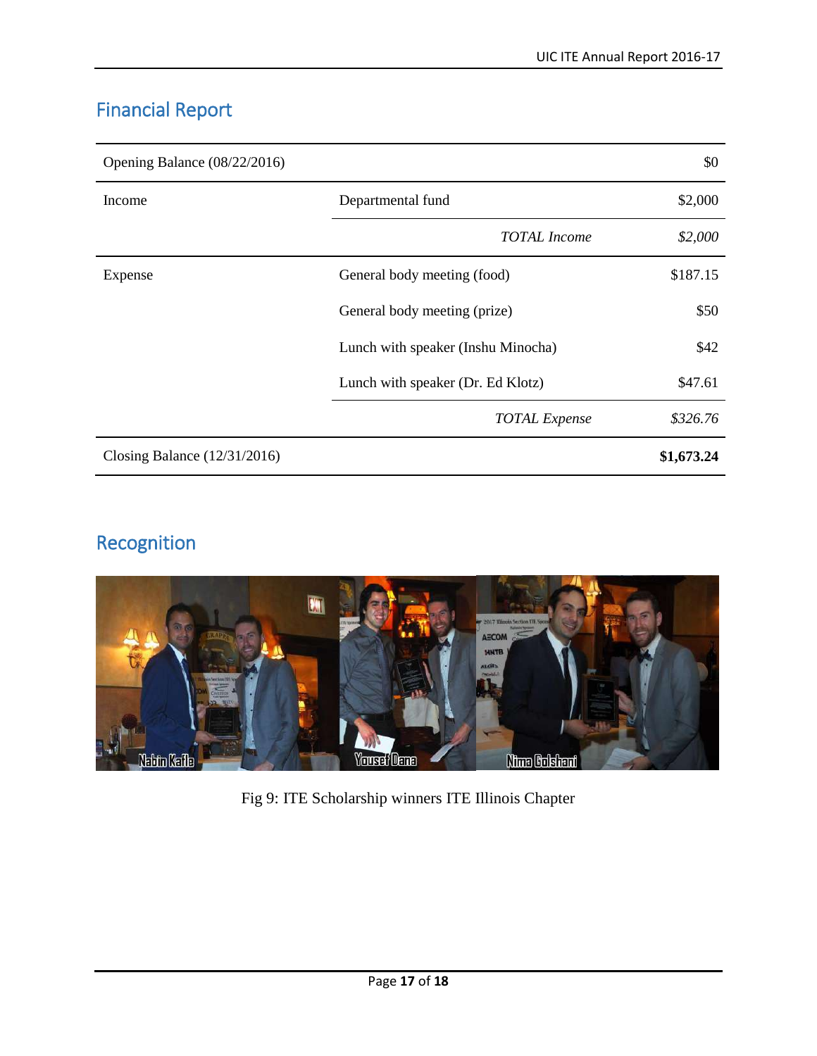## Financial Report

| Opening Balance (08/22/2016) | | $0 |
|---|---|---|
| Income | Departmental fund | $2,000 |
| | *TOTAL Income* | *$2,000* |
| Expense | General body meeting (food) | $187.15 |
| | General body meeting (prize) | $50 |
| | Lunch with speaker (Inshu Minocha) | $42 |
| | Lunch with speaker (Dr. Ed Klotz) | $47.61 |
| | *TOTAL Expense* | *$326.76* |
| Closing Balance (12/31/2016) | | **$1,673.24** |

## Recognition

Fig 9: ITE Scholarship winners ITE Illinois Chapter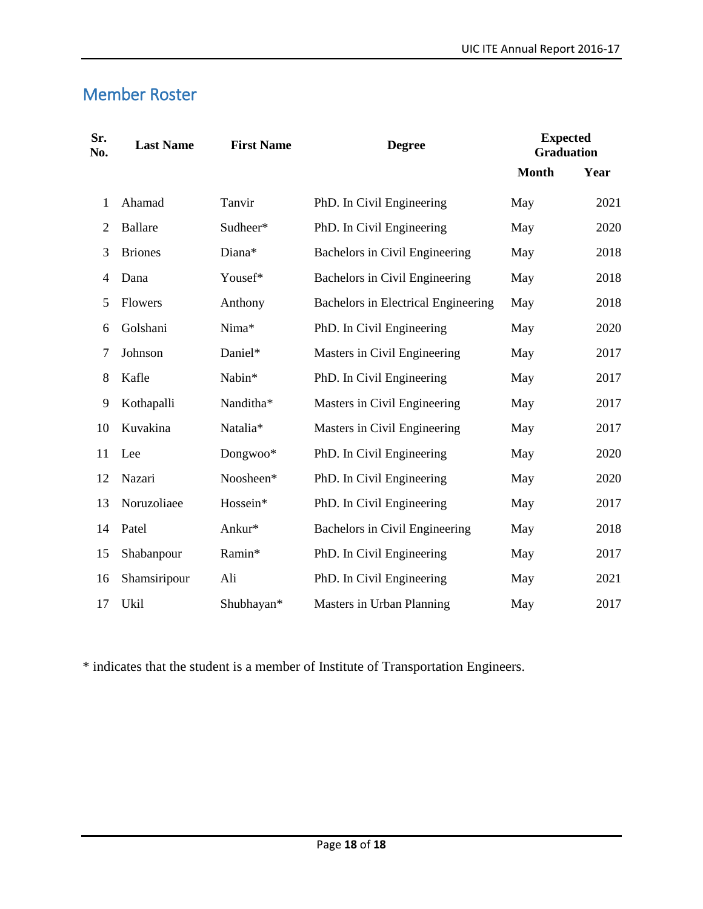## Member Roster

| Sr. No. | Last Name | First Name | Degree | Expected Graduation | |
|---|---|---|---|---|---|
| | | | | Month | Year |
| 1 | Ahamad | Tanvir | PhD. In Civil Engineering | May | 2021 |
| 2 | Ballare | Sudheer* | PhD. In Civil Engineering | May | 2020 |
| 3 | Briones | Diana* | Bachelors in Civil Engineering | May | 2018 |
| 4 | Dana | Yousef* | Bachelors in Civil Engineering | May | 2018 |
| 5 | Flowers | Anthony | Bachelors in Electrical Engineering | May | 2018 |
| 6 | Golshani | Nima* | PhD. In Civil Engineering | May | 2020 |
| 7 | Johnson | Daniel* | Masters in Civil Engineering | May | 2017 |
| 8 | Kafle | Nabin* | PhD. In Civil Engineering | May | 2017 |
| 9 | Kothapalli | Nanditha* | Masters in Civil Engineering | May | 2017 |
| 10 | Kuvakina | Natalia* | Masters in Civil Engineering | May | 2017 |
| 11 | Lee | Dongwoo* | PhD. In Civil Engineering | May | 2020 |
| 12 | Nazari | Noosheen* | PhD. In Civil Engineering | May | 2020 |
| 13 | Noruzoliaee | Hossein* | PhD. In Civil Engineering | May | 2017 |
| 14 | Patel | Ankur* | Bachelors in Civil Engineering | May | 2018 |
| 15 | Shabanpour | Ramin* | PhD. In Civil Engineering | May | 2017 |
| 16 | Shamsiripour | Ali | PhD. In Civil Engineering | May | 2021 |
| 17 | Ukil | Shubhayan* | Masters in Urban Planning | May | 2017 |

* indicates that the student is a member of Institute of Transportation Engineers.